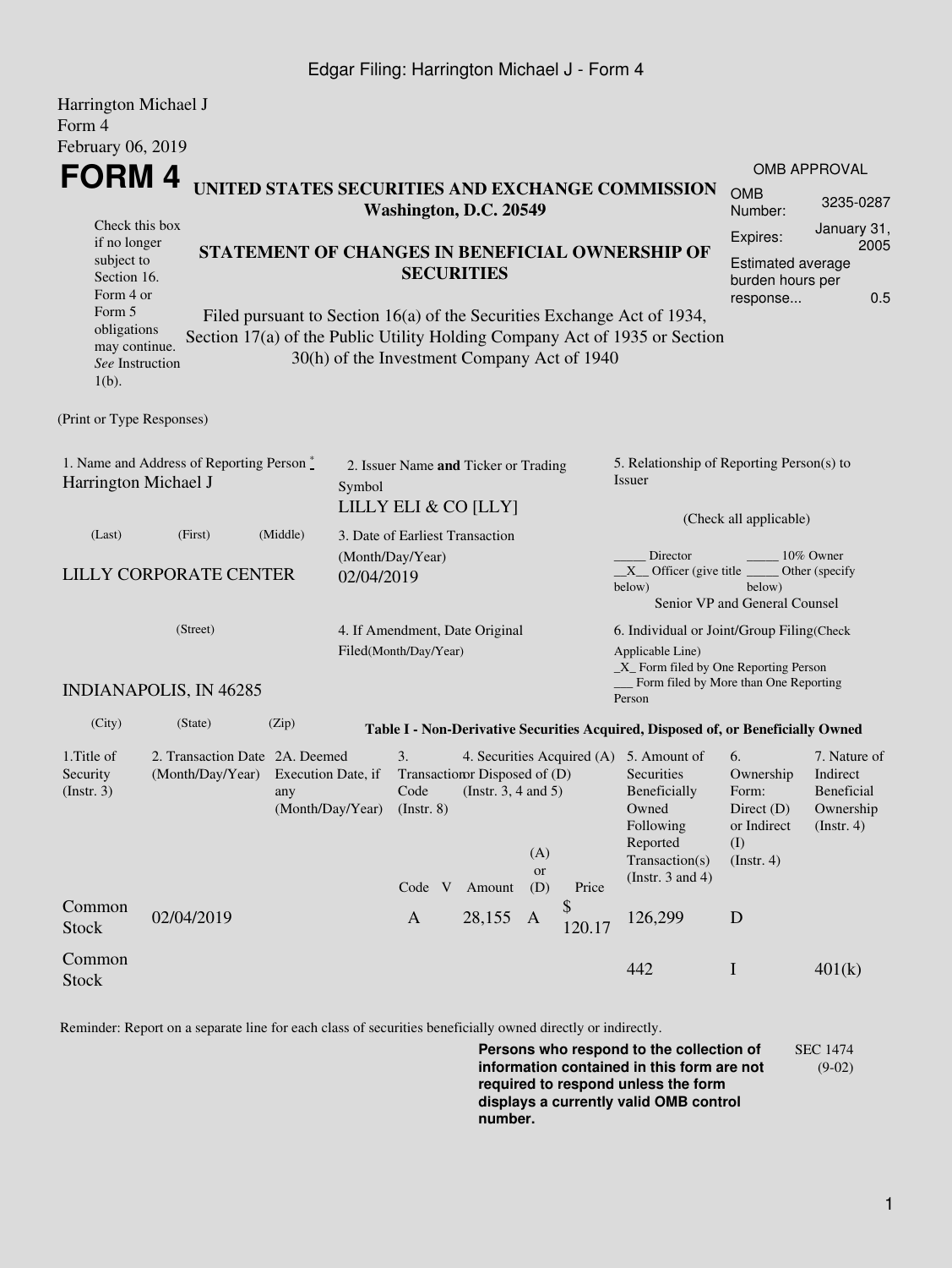Edgar Filing: Harrington Michael J - Form 4

Harrington Michael J
Form 4
February 06, 2019

# FORM 4

**UNITED STATES SECURITIES AND EXCHANGE COMMISSION**
**Washington, D.C. 20549**

| OMB APPROVAL | |
|---|---|
| OMB Number: | 3235-0287 |
| Expires: | January 31, 2005 |
| Estimated average burden hours per response... | 0.5 |

Check this box if no longer subject to Section 16. Form 4 or Form 5 obligations may continue. *See* Instruction 1(b).

**STATEMENT OF CHANGES IN BENEFICIAL OWNERSHIP OF SECURITIES**

Filed pursuant to Section 16(a) of the Securities Exchange Act of 1934, Section 17(a) of the Public Utility Holding Company Act of 1935 or Section 30(h) of the Investment Company Act of 1940

(Print or Type Responses)

1. Name and Address of Reporting Person *
Harrington Michael J

(Last) (First) (Middle)

LILLY CORPORATE CENTER

(Street)

INDIANAPOLIS, IN 46285

(City) (State) (Zip)

2. Issuer Name **and** Ticker or Trading Symbol
LILLY ELI & CO [LLY]

3. Date of Earliest Transaction (Month/Day/Year)
02/04/2019

4. If Amendment, Date Original Filed(Month/Day/Year)

5. Relationship of Reporting Person(s) to Issuer

(Check all applicable)

_____ Director _____ 10% Owner
__X__ Officer (give title below) _____ Other (specify below)
Senior VP and General Counsel

6. Individual or Joint/Group Filing(Check Applicable Line)
_X_ Form filed by One Reporting Person
___ Form filed by More than One Reporting Person

**Table I - Non-Derivative Securities Acquired, Disposed of, or Beneficially Owned**

| 1.Title of Security (Instr. 3) | 2. Transaction Date (Month/Day/Year) | 2A. Deemed Execution Date, if any (Month/Day/Year) | 3. Transaction Code (Instr. 8) | | 4. Securities Acquired (A) or Disposed of (D) (Instr. 3, 4 and 5) | | | 5. Amount of Securities Beneficially Owned Following Reported Transaction(s) (Instr. 3 and 4) | 6. Ownership Form: Direct (D) or Indirect (I) (Instr. 4) | 7. Nature of Indirect Beneficial Ownership (Instr. 4) |
|---|---|---|---|---|---|---|---|---|---|---|
| | | | Code | V | Amount | (A) or (D) | Price | | | |
| Common Stock | 02/04/2019 | | A | | 28,155 | A | $ 120.17 | 126,299 | D | |
| Common Stock | | | | | | | | 442 | I | 401(k) |

Reminder: Report on a separate line for each class of securities beneficially owned directly or indirectly.

**Persons who respond to the collection of information contained in this form are not required to respond unless the form displays a currently valid OMB control number.**

SEC 1474 (9-02)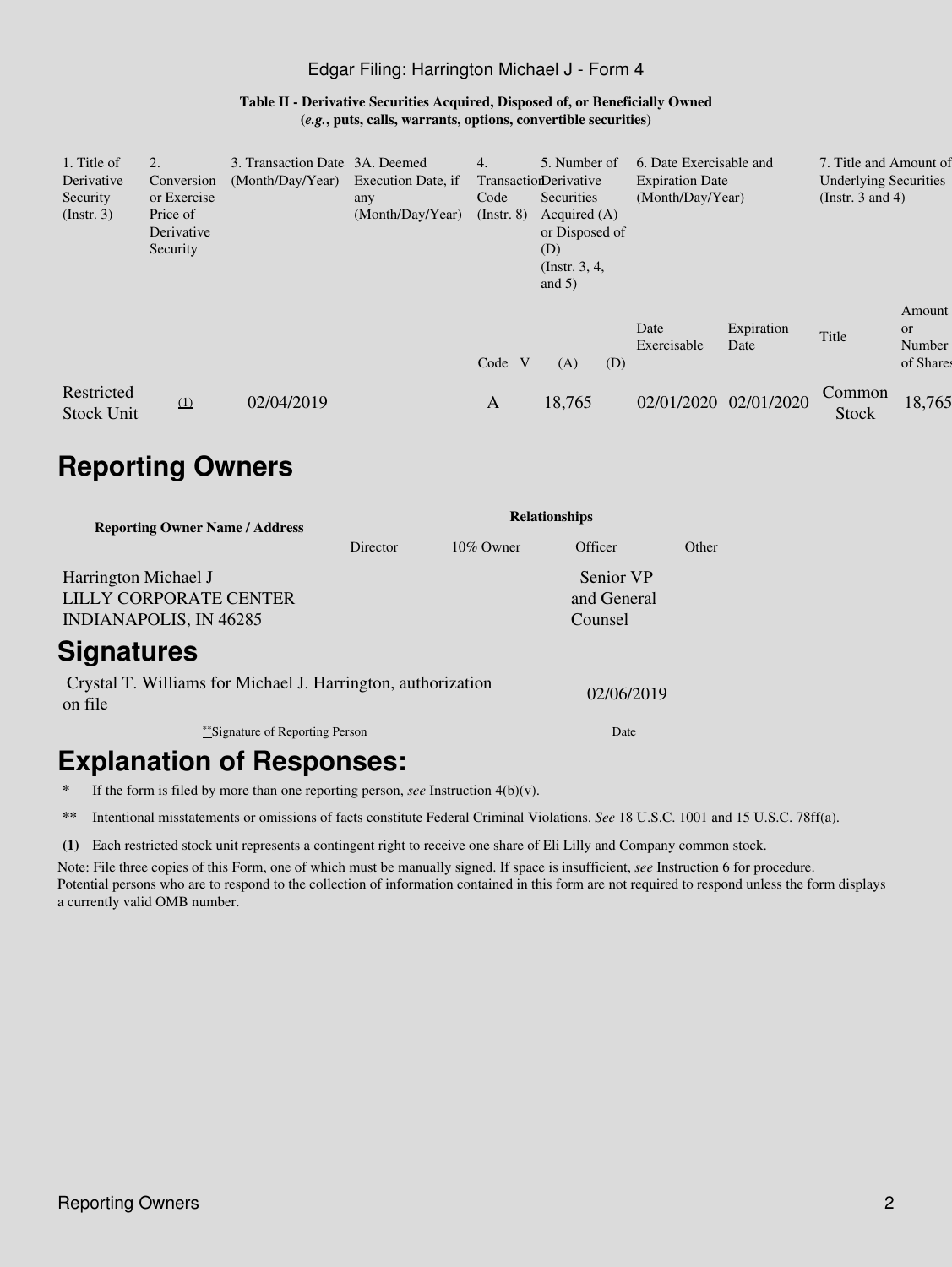Edgar Filing: Harrington Michael J - Form 4

**Table II - Derivative Securities Acquired, Disposed of, or Beneficially Owned**
**(*e.g.*, puts, calls, warrants, options, convertible securities)**

| 1. Title of Derivative Security (Instr. 3) | 2. Conversion or Exercise Price of Derivative Security | 3. Transaction Date (Month/Day/Year) | 3A. Deemed Execution Date, if any (Month/Day/Year) | 4. Transaction Code (Instr. 8) | | 5. Number of Derivative Securities Acquired (A) or Disposed of (D) (Instr. 3, 4, and 5) | | 6. Date Exercisable and Expiration Date (Month/Day/Year) | | 7. Title and Amount of Underlying Securities (Instr. 3 and 4) | |
|---|---|---|---|---|---|---|---|---|---|---|---|
| | | | | Code | V | (A) | (D) | Date Exercisable | Expiration Date | Title | Amount or Number of Shares |
| Restricted Stock Unit | (1) | 02/04/2019 | | A | | 18,765 | | 02/01/2020 | 02/01/2020 | Common Stock | 18,765 |

# Reporting Owners

| Reporting Owner Name / Address | Relationships | | | |
|---|---|---|---|---|
| | Director | 10% Owner | Officer | Other |
| Harrington Michael J<br>LILLY CORPORATE CENTER<br>INDIANAPOLIS, IN 46285 | | | Senior VP and General Counsel | |

# Signatures

| | |
|---|---|
| Crystal T. Williams for Michael J. Harrington, authorization on file | 02/06/2019 |
| **Signature of Reporting Person | Date |

# Explanation of Responses:

\* If the form is filed by more than one reporting person, *see* Instruction 4(b)(v).

** Intentional misstatements or omissions of facts constitute Federal Criminal Violations. *See* 18 U.S.C. 1001 and 15 U.S.C. 78ff(a).

**(1)** Each restricted stock unit represents a contingent right to receive one share of Eli Lilly and Company common stock.

Note: File three copies of this Form, one of which must be manually signed. If space is insufficient, *see* Instruction 6 for procedure.
Potential persons who are to respond to the collection of information contained in this form are not required to respond unless the form displays a currently valid OMB number.